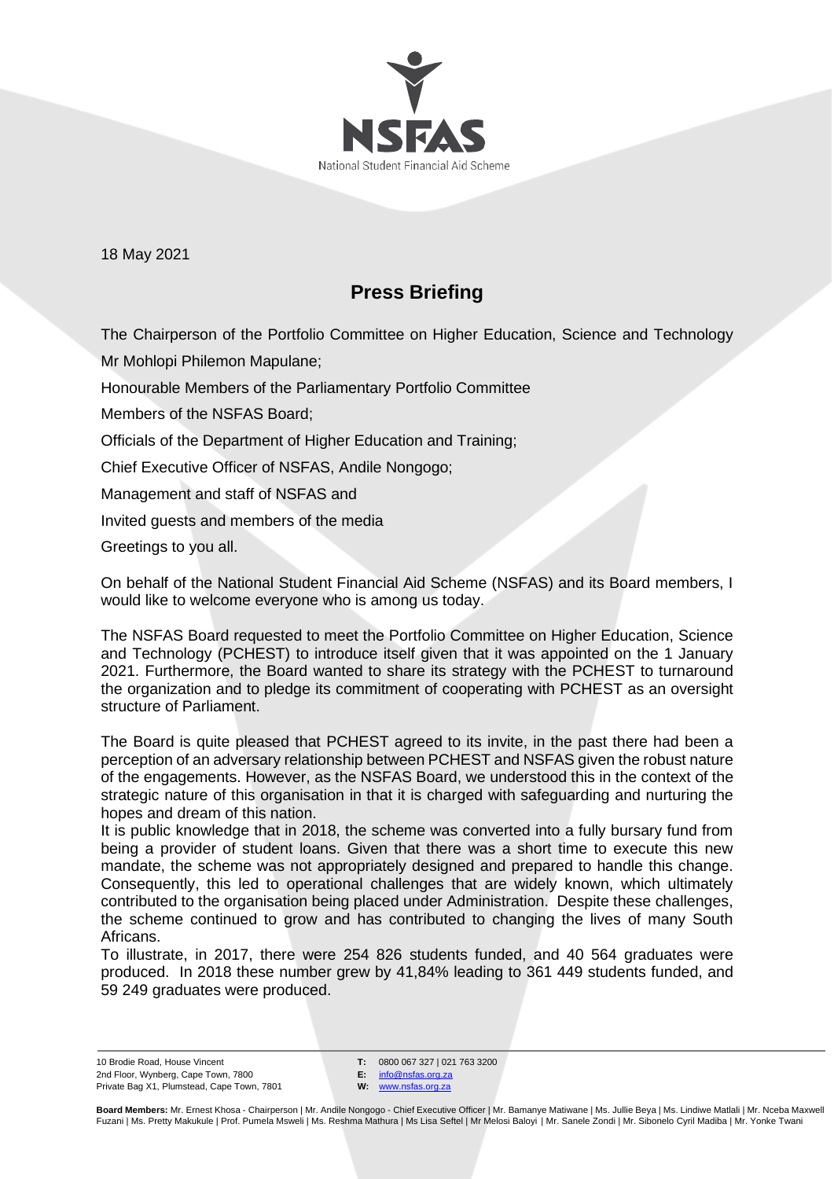18 May 2021

## Press Briefing

The Chairperson of the Portfolio Committee on Higher Education, Science and Technology

Mr Mohlopi Philemon Mapulane;

Honourable Members of the Parliamentary Portfolio Committee

Members of the NSFAS Board;

Officials of the Department of Higher Education and Training;

Chief Executive Officer of NSFAS, Andile Nongogo;

Management and staff of NSFAS and

Invited guests and members of the media

Greetings to you all.

On behalf of the National Student Financial Aid Scheme (NSFAS) and its Board members, I would like to welcome everyone who is among us today.

The NSFAS Board requested to meet the Portfolio Committee on Higher Education, Science and Technology (PCHEST) to introduce itself given that it was appointed on the 1 January 2021. Furthermore, the Board wanted to share its strategy with the PCHEST to turnaround the organization and to pledge its commitment of cooperating with PCHEST as an oversight structure of Parliament.

The Board is quite pleased that PCHEST agreed to its invite, in the past there had been a perception of an adversary relationship between PCHEST and NSFAS given the robust nature of the engagements. However, as the NSFAS Board, we understood this in the context of the strategic nature of this organisation in that it is charged with safeguarding and nurturing the hopes and dream of this nation.

It is public knowledge that in 2018, the scheme was converted into a fully bursary fund from being a provider of student loans. Given that there was a short time to execute this new mandate, the scheme was not appropriately designed and prepared to handle this change. Consequently, this led to operational challenges that are widely known, which ultimately contributed to the organisation being placed under Administration. Despite these challenges, the scheme continued to grow and has contributed to changing the lives of many South Africans.

To illustrate, in 2017, there were 254 826 students funded, and 40 564 graduates were produced. In 2018 these number grew by 41,84% leading to 361 449 students funded, and 59 249 graduates were produced.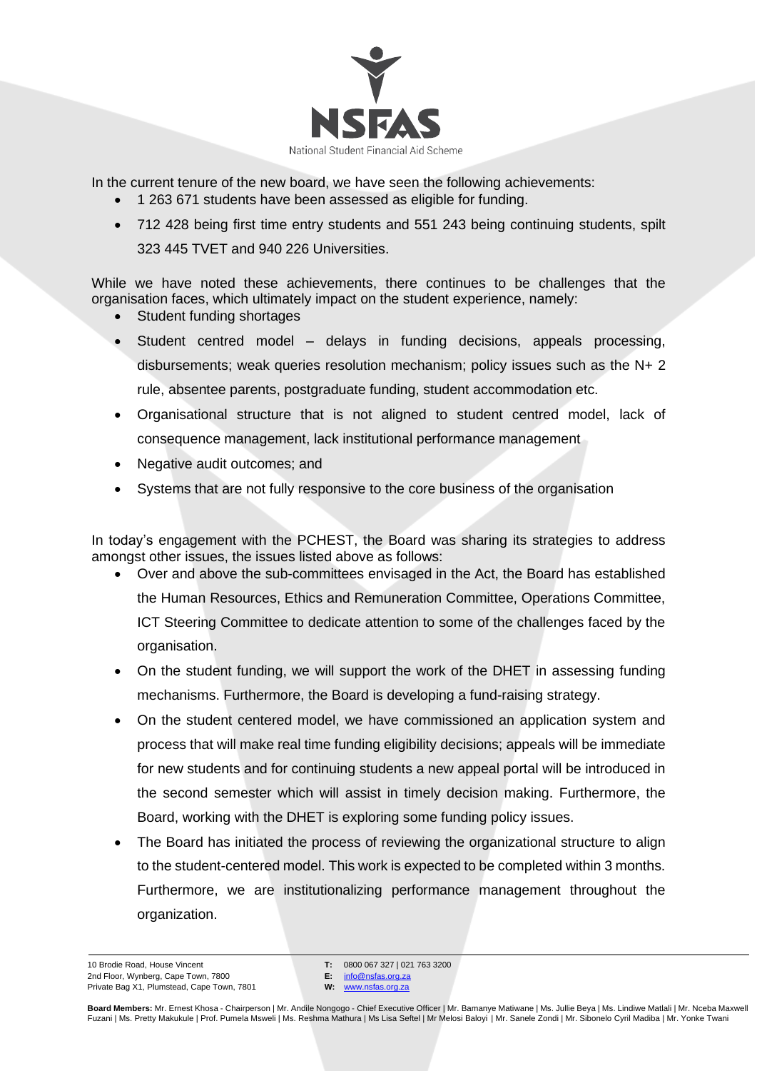In the current tenure of the new board, we have seen the following achievements:

- 1 263 671 students have been assessed as eligible for funding.
- 712 428 being first time entry students and 551 243 being continuing students, spilt 323 445 TVET and 940 226 Universities.

While we have noted these achievements, there continues to be challenges that the organisation faces, which ultimately impact on the student experience, namely:

- Student funding shortages
- Student centred model – delays in funding decisions, appeals processing, disbursements; weak queries resolution mechanism; policy issues such as the N+ 2 rule, absentee parents, postgraduate funding, student accommodation etc.
- Organisational structure that is not aligned to student centred model, lack of consequence management, lack institutional performance management
- Negative audit outcomes; and
- Systems that are not fully responsive to the core business of the organisation

In today's engagement with the PCHEST, the Board was sharing its strategies to address amongst other issues, the issues listed above as follows:

- Over and above the sub-committees envisaged in the Act, the Board has established the Human Resources, Ethics and Remuneration Committee, Operations Committee, ICT Steering Committee to dedicate attention to some of the challenges faced by the organisation.
- On the student funding, we will support the work of the DHET in assessing funding mechanisms. Furthermore, the Board is developing a fund-raising strategy.
- On the student centered model, we have commissioned an application system and process that will make real time funding eligibility decisions; appeals will be immediate for new students and for continuing students a new appeal portal will be introduced in the second semester which will assist in timely decision making. Furthermore, the Board, working with the DHET is exploring some funding policy issues.
- The Board has initiated the process of reviewing the organizational structure to align to the student-centered model. This work is expected to be completed within 3 months. Furthermore, we are institutionalizing performance management throughout the organization.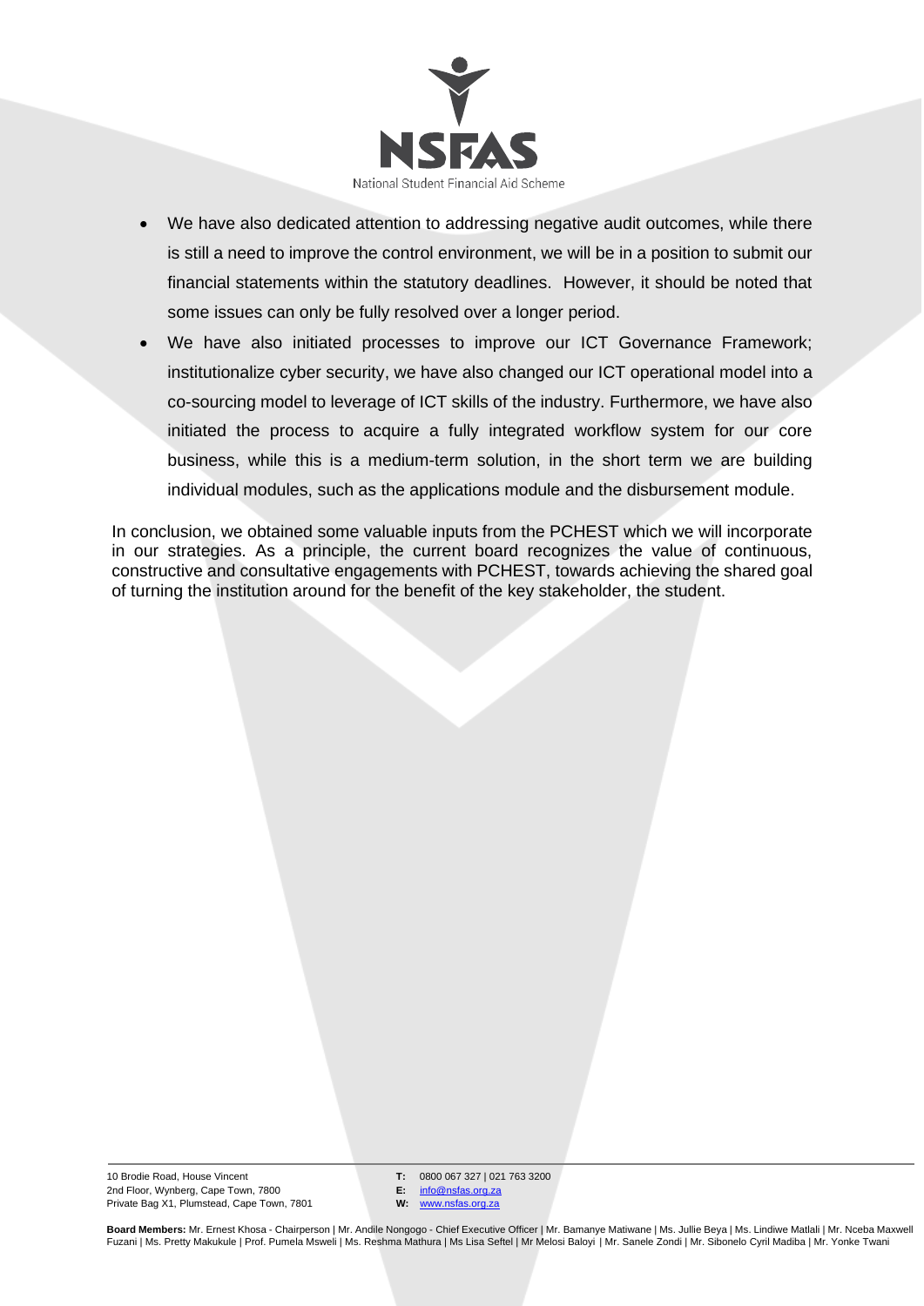- We have also dedicated attention to addressing negative audit outcomes, while there is still a need to improve the control environment, we will be in a position to submit our financial statements within the statutory deadlines. However, it should be noted that some issues can only be fully resolved over a longer period.
- We have also initiated processes to improve our ICT Governance Framework; institutionalize cyber security, we have also changed our ICT operational model into a co-sourcing model to leverage of ICT skills of the industry. Furthermore, we have also initiated the process to acquire a fully integrated workflow system for our core business, while this is a medium-term solution, in the short term we are building individual modules, such as the applications module and the disbursement module.

In conclusion, we obtained some valuable inputs from the PCHEST which we will incorporate in our strategies. As a principle, the current board recognizes the value of continuous, constructive and consultative engagements with PCHEST, towards achieving the shared goal of turning the institution around for the benefit of the key stakeholder, the student.